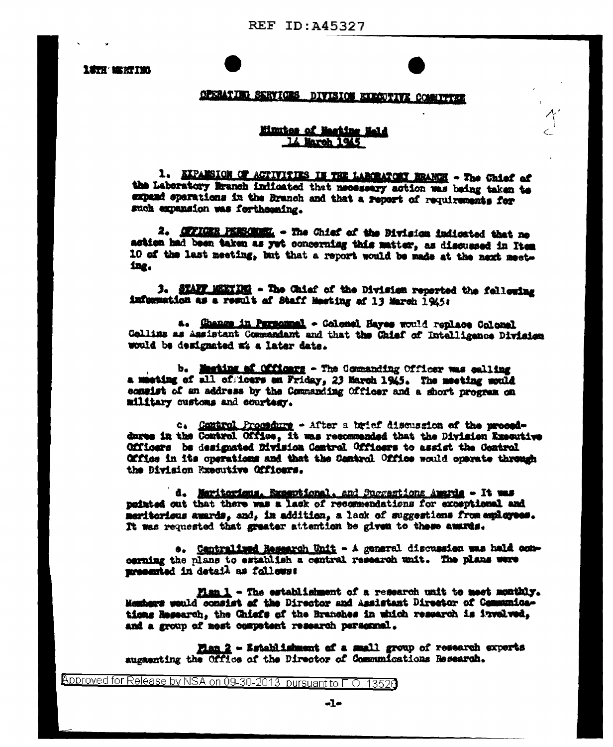18TH MEETING

## OPERATING SERVICES DIVISION EXECUTIVE COMMITTEE

### Minutes of Meeting Held 14 March 1945

1. EXPANSION OF ACTIVITIES IN THE LABORATORY BRANCH - The Chief of the Laboratory Branch indicated that necessary action was being taken to expand operations in the Branch and that a report of requirements for such expansion was forthcoming.

2. OFFICER PERSONNEL - The Chief of the Division indicated that no action had been taken as yet concerning this matter, as discussed in Item 10 of the last meeting, but that a report would be made at the next meeting.

3. STAFF MEETING - The Chief of the Division reported the following information as a result of Staff Meeting of 13 March 1945:

a. Change in Personnel - Colonel Hayes would replace Colonel Collins as Assistant Commandant and that the Chief of Intelligence Division would be designated at a later date.

b. Meeting of Officers - The Commanding Officer was calling a meeting of all officers on Friday, 23 March 1945. The meeting would consist of an address by the Commanding Officer and a short program on military customs and courtesy.

c. Control Procedure - After a brief discussion of the procedures in the Control Office, it was recommended that the Division Executive Officers be designated Division Control Officers to assist the Control Office in its operations and that the Control Office would operate through the Division Executive Officers.

d. Meritorious, Exceptional, and Suggestions Awards - It was pointed out that there was a lack of recommendations for exceptional and meritorious awards, and, in addition, a lack of suggestions from employees. It was requested that greater attention be given to these awards.

e. Centralized Research Unit - A general discussion was held concerning the plans to establish a central research unit. The plans were presented in detail as follows:

Plan 1 - The establishment of a research unit to meet monthly. Members would consist of the Director and Assistant Director of Communications Research, the Chiefs of the Branches in which research is involved, and a group of most competent research personnel.

Plan 2 - Establishment of a small group of research experts augmenting the Office of the Director of Communications Research.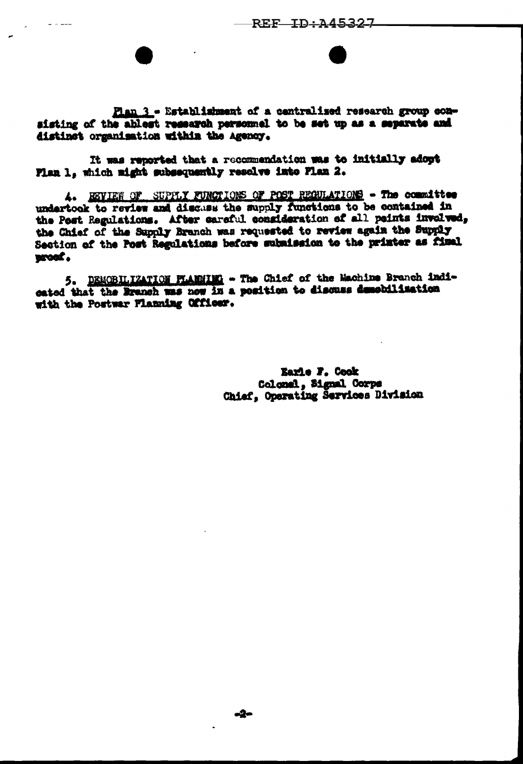Plan 3 - Establishment of a centralized research group consisting of the ablest research personnel to be set up as a separate and distinct organization within the Agency.

It was reported that a recommendation was to initially adopt Plan 1, which might subsequently resolve into Plan 2.

4. REVIEW OF SUPPLY FUNCTIONS OF POST REGULATIONS - The committee undertook to review and discuss the supply functions to be contained in the Post Regulations. After careful consideration of all points involved, the Chief of the Supply Branch was requested to review again the Supply Section of the Post Regulations before submission to the printer as final proof.

5. DEMOBILIZATION PLANNING - The Chief of the Machine Branch indicated that the Branch was now in a position to discuss demobilization with the Postwar Planning Officer.

Earle F. Cook
Colonel, Signal Corps
Chief, Operating Services Division